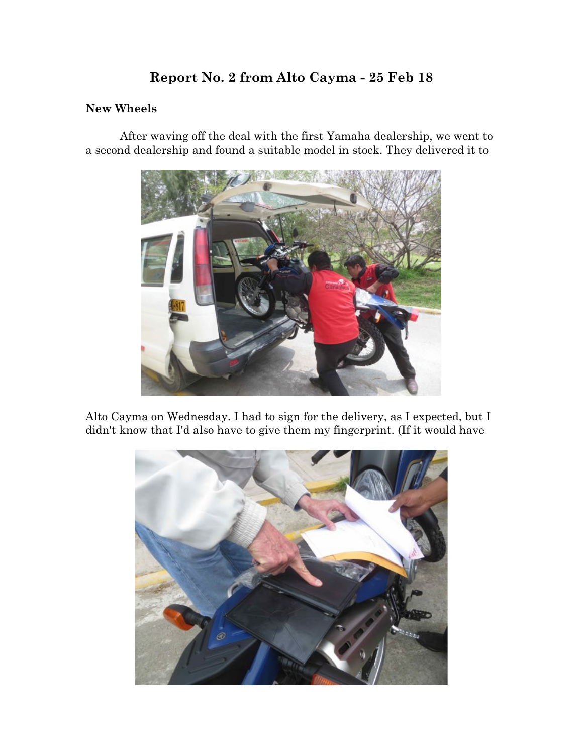# Report No. 2 from Alto Cayma - 25 Feb 18

## New Wheels

After waving off the deal with the first Yamaha dealership, we went to a second dealership and found a suitable model in stock. They delivered it to Alto Cayma on Wednesday. I had to sign for the delivery, as I expected, but I didn't know that I'd also have to give them my fingerprint. (If it would have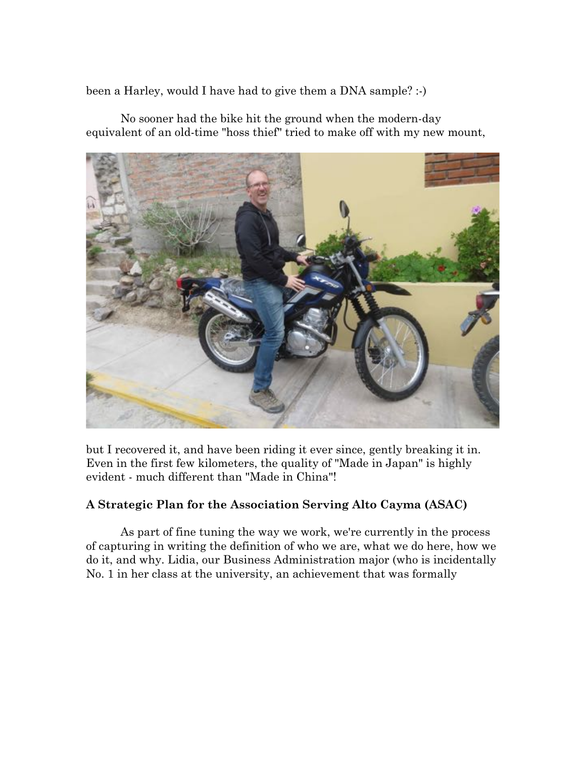been a Harley, would I have had to give them a DNA sample? :-)

No sooner had the bike hit the ground when the modern-day equivalent of an old-time "hoss thief" tried to make off with my new mount,

but I recovered it, and have been riding it ever since, gently breaking it in. Even in the first few kilometers, the quality of "Made in Japan" is highly evident - much different than "Made in China"!

**A Strategic Plan for the Association Serving Alto Cayma (ASAC)**

As part of fine tuning the way we work, we're currently in the process of capturing in writing the definition of who we are, what we do here, how we do it, and why. Lidia, our Business Administration major (who is incidentally No. 1 in her class at the university, an achievement that was formally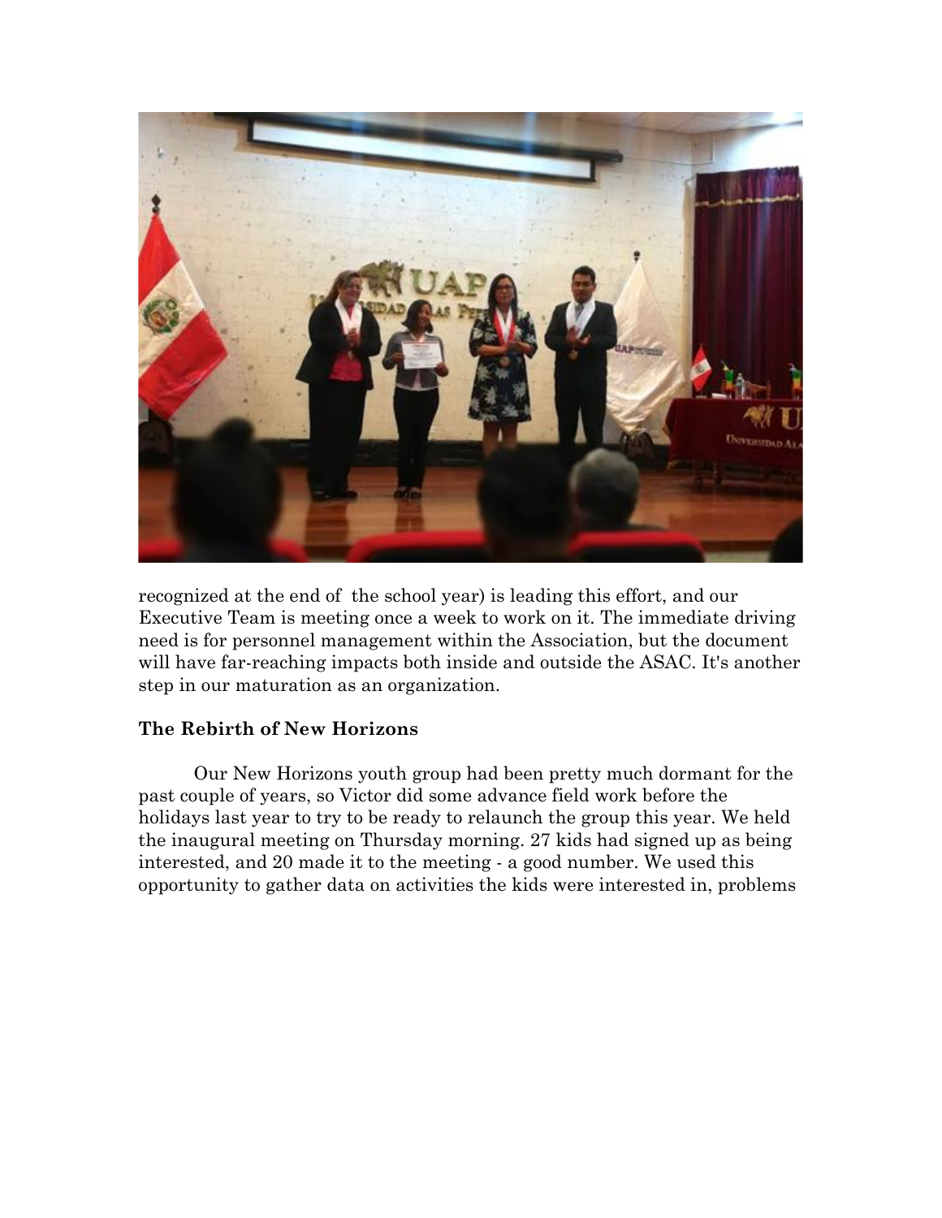recognized at the end of the school year) is leading this effort, and our Executive Team is meeting once a week to work on it. The immediate driving need is for personnel management within the Association, but the document will have far-reaching impacts both inside and outside the ASAC. It's another step in our maturation as an organization.

### The Rebirth of New Horizons

Our New Horizons youth group had been pretty much dormant for the past couple of years, so Victor did some advance field work before the holidays last year to try to be ready to relaunch the group this year. We held the inaugural meeting on Thursday morning. 27 kids had signed up as being interested, and 20 made it to the meeting - a good number. We used this opportunity to gather data on activities the kids were interested in, problems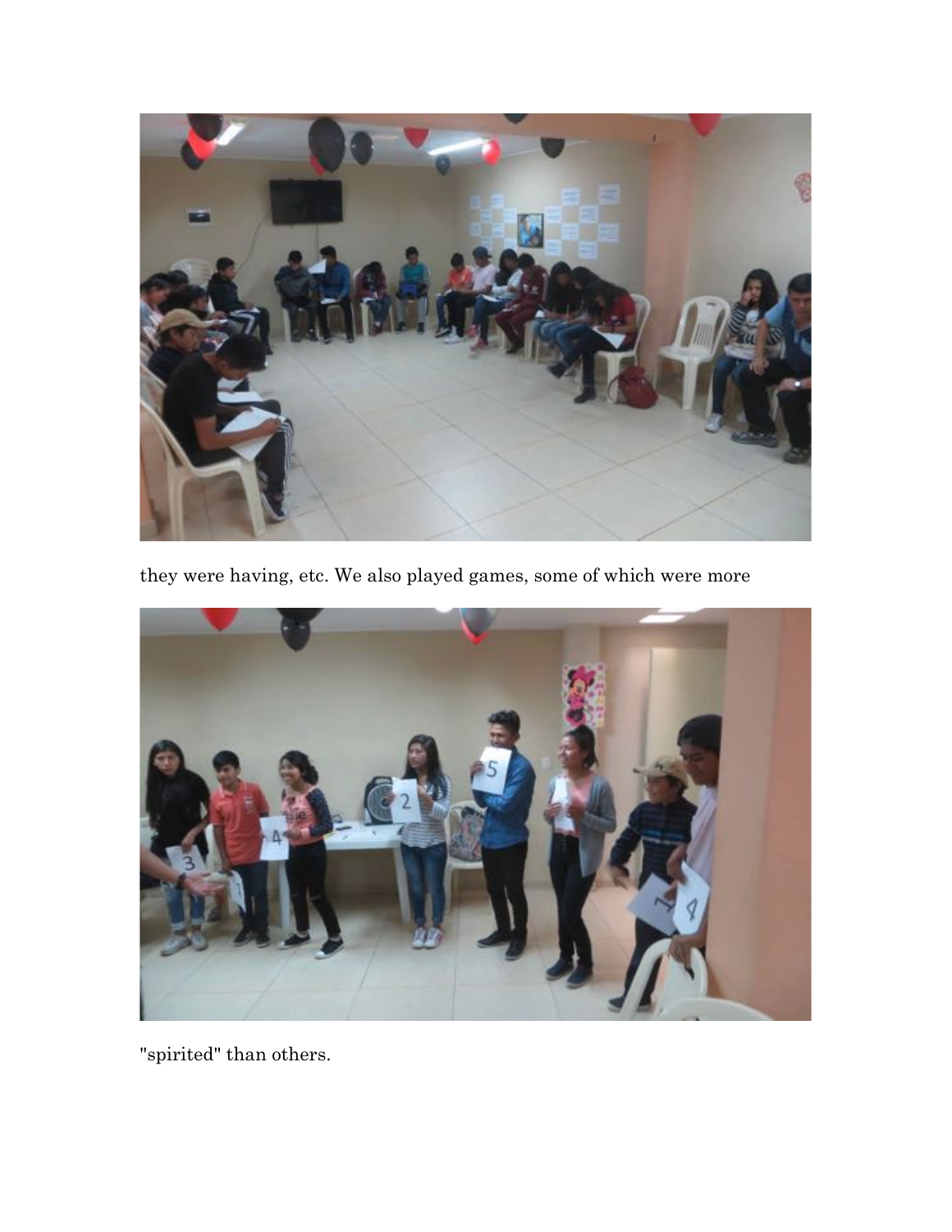they were having, etc. We also played games, some of which were more

"spirited" than others.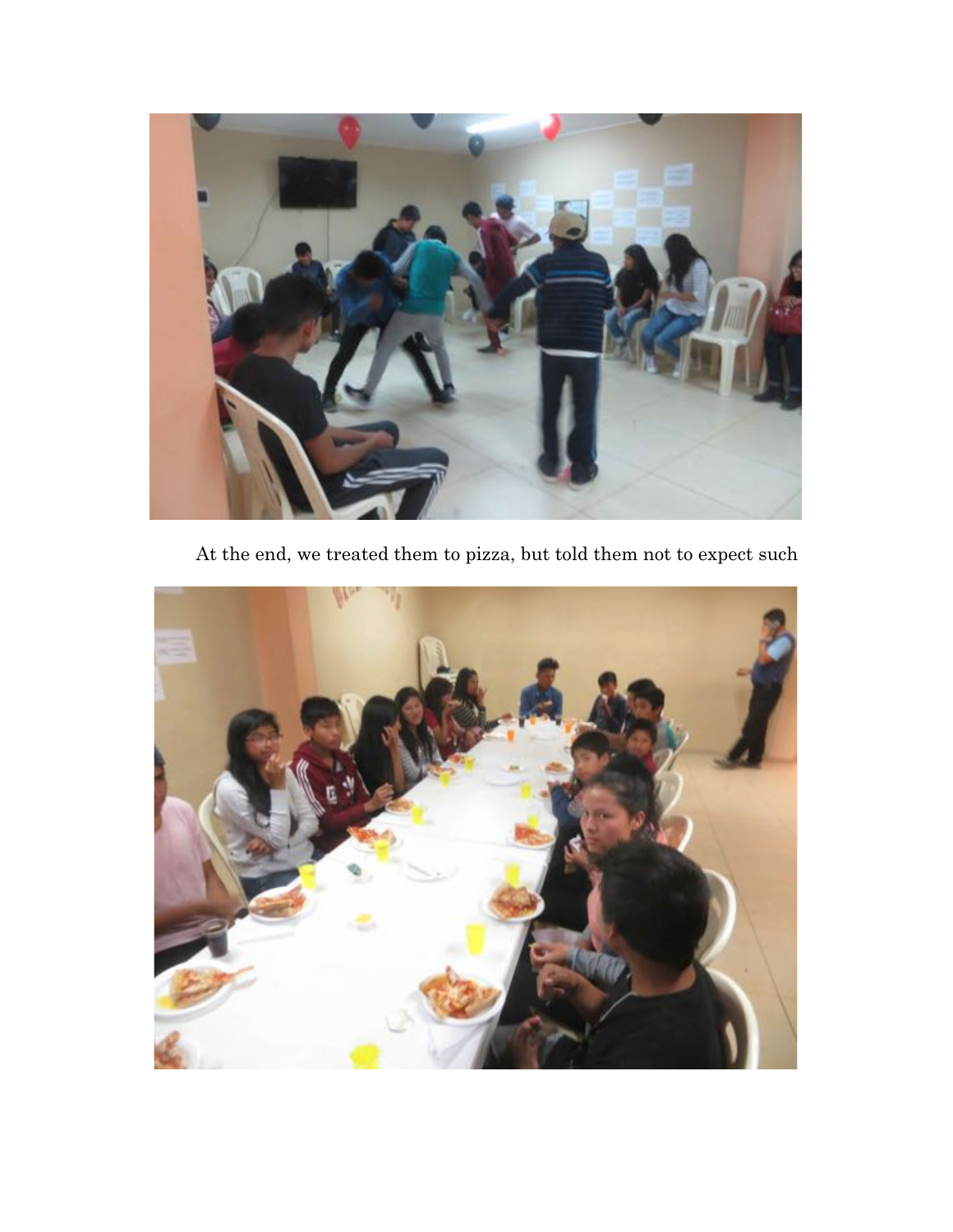At the end, we treated them to pizza, but told them not to expect such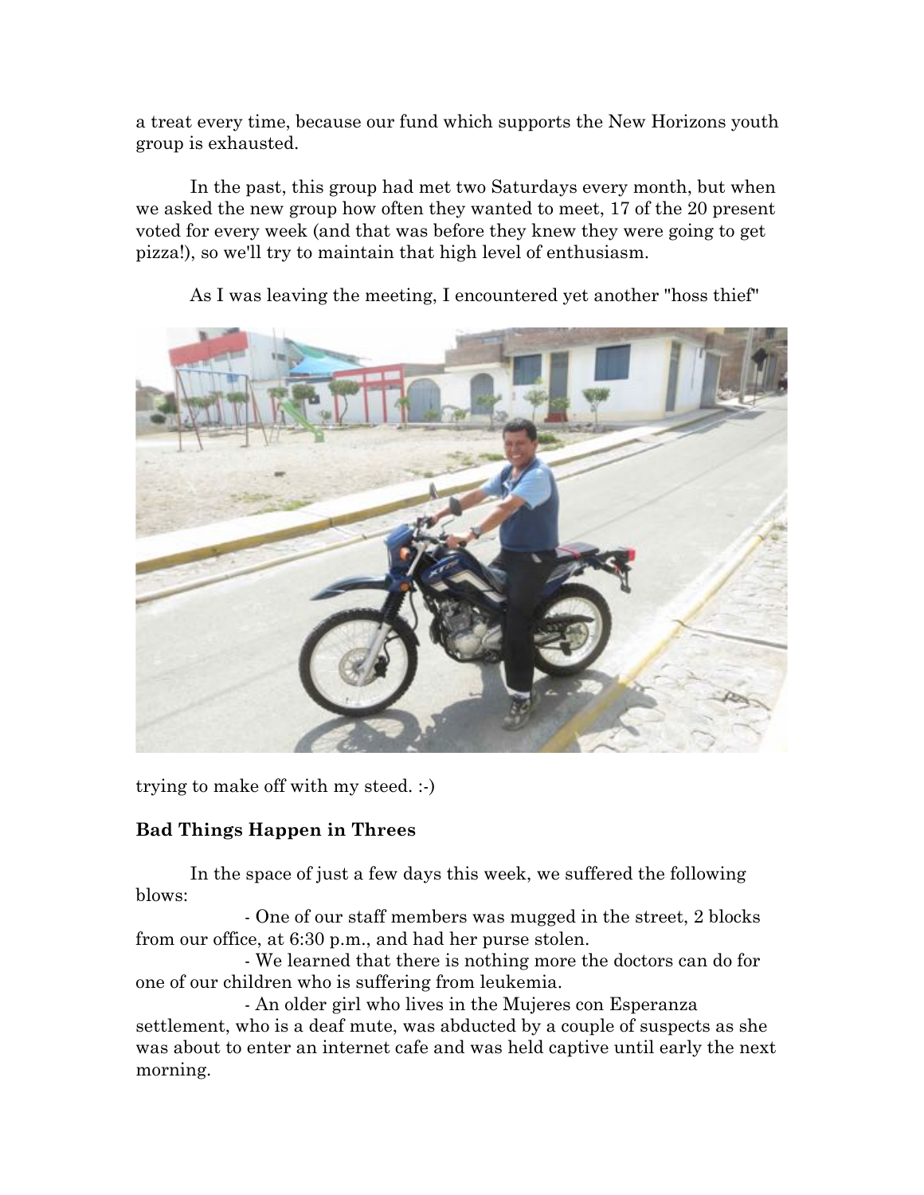a treat every time, because our fund which supports the New Horizons youth group is exhausted.

In the past, this group had met two Saturdays every month, but when we asked the new group how often they wanted to meet, 17 of the 20 present voted for every week (and that was before they knew they were going to get pizza!), so we'll try to maintain that high level of enthusiasm.

As I was leaving the meeting, I encountered yet another "hoss thief" trying to make off with my steed. :-)

**Bad Things Happen in Threes**

In the space of just a few days this week, we suffered the following blows:

- One of our staff members was mugged in the street, 2 blocks from our office, at 6:30 p.m., and had her purse stolen.
- We learned that there is nothing more the doctors can do for one of our children who is suffering from leukemia.
- An older girl who lives in the Mujeres con Esperanza settlement, who is a deaf mute, was abducted by a couple of suspects as she was about to enter an internet cafe and was held captive until early the next morning.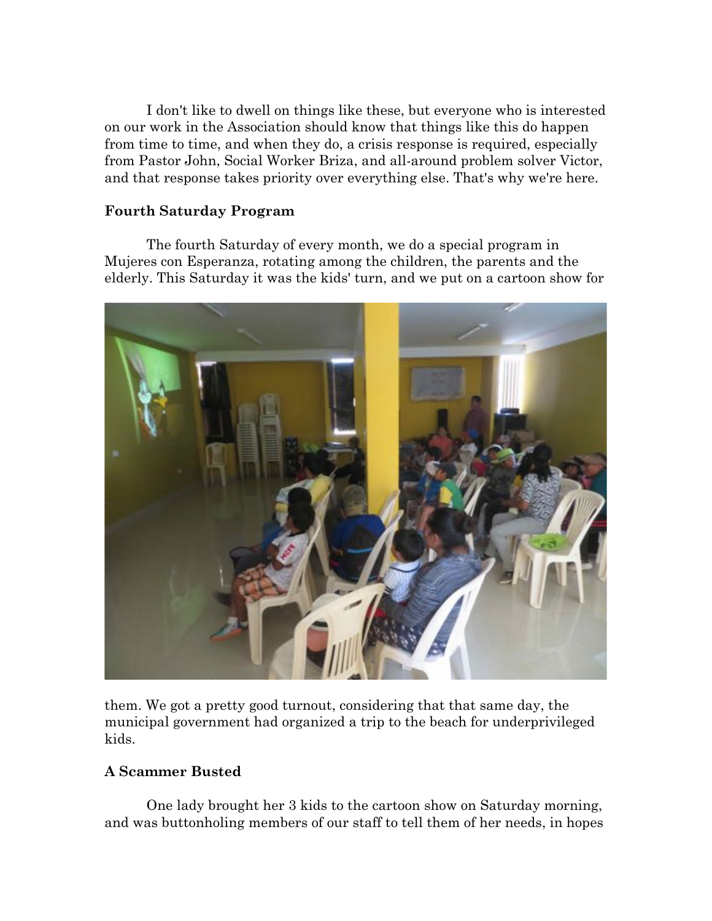I don't like to dwell on things like these, but everyone who is interested on our work in the Association should know that things like this do happen from time to time, and when they do, a crisis response is required, especially from Pastor John, Social Worker Briza, and all-around problem solver Victor, and that response takes priority over everything else. That's why we're here.

**Fourth Saturday Program**

The fourth Saturday of every month, we do a special program in Mujeres con Esperanza, rotating among the children, the parents and the elderly. This Saturday it was the kids' turn, and we put on a cartoon show for them. We got a pretty good turnout, considering that that same day, the municipal government had organized a trip to the beach for underprivileged kids.

**A Scammer Busted**

One lady brought her 3 kids to the cartoon show on Saturday morning, and was buttonholing members of our staff to tell them of her needs, in hopes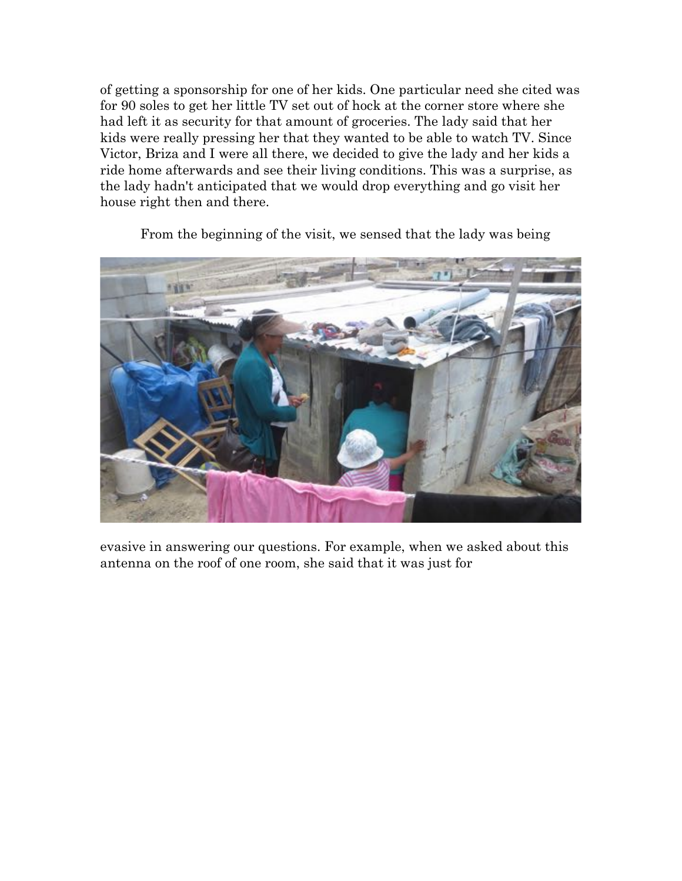of getting a sponsorship for one of her kids. One particular need she cited was for 90 soles to get her little TV set out of hock at the corner store where she had left it as security for that amount of groceries. The lady said that her kids were really pressing her that they wanted to be able to watch TV. Since Victor, Briza and I were all there, we decided to give the lady and her kids a ride home afterwards and see their living conditions. This was a surprise, as the lady hadn't anticipated that we would drop everything and go visit her house right then and there.

From the beginning of the visit, we sensed that the lady was being evasive in answering our questions. For example, when we asked about this antenna on the roof of one room, she said that it was just for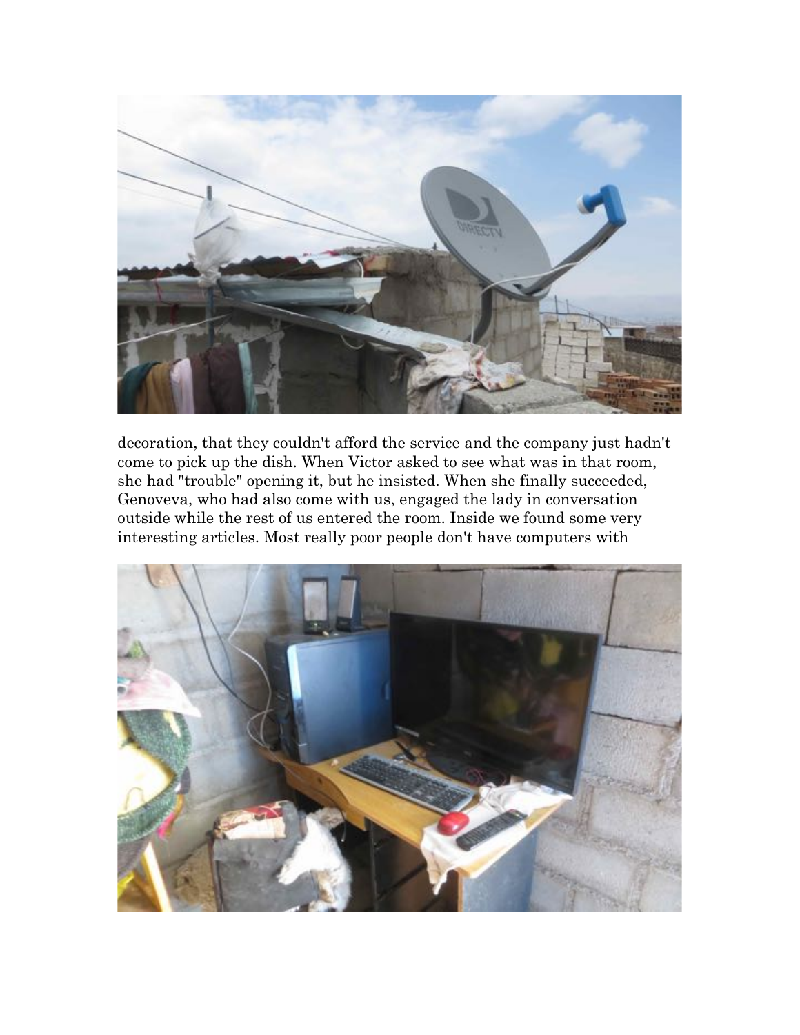decoration, that they couldn't afford the service and the company just hadn't come to pick up the dish. When Victor asked to see what was in that room, she had "trouble" opening it, but he insisted. When she finally succeeded, Genoveva, who had also come with us, engaged the lady in conversation outside while the rest of us entered the room. Inside we found some very interesting articles. Most really poor people don't have computers with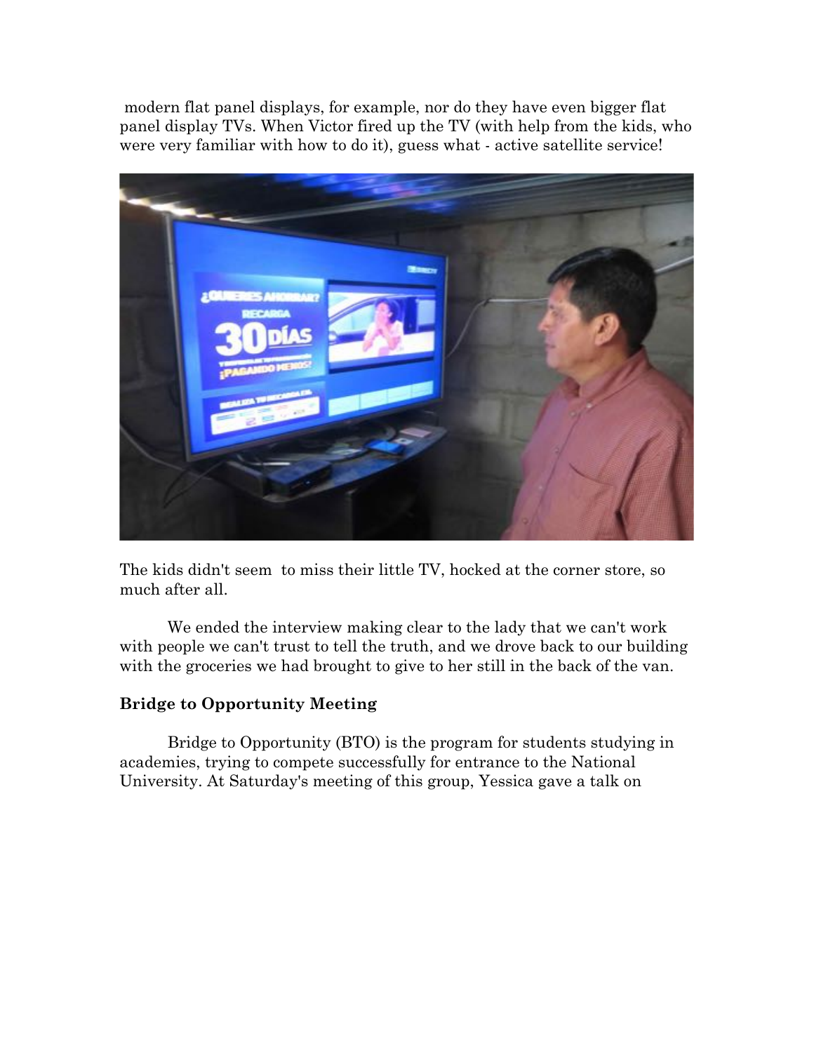modern flat panel displays, for example, nor do they have even bigger flat panel display TVs. When Victor fired up the TV (with help from the kids, who were very familiar with how to do it), guess what - active satellite service!

The kids didn't seem to miss their little TV, hocked at the corner store, so much after all.

We ended the interview making clear to the lady that we can't work with people we can't trust to tell the truth, and we drove back to our building with the groceries we had brought to give to her still in the back of the van.

**Bridge to Opportunity Meeting**

Bridge to Opportunity (BTO) is the program for students studying in academies, trying to compete successfully for entrance to the National University. At Saturday's meeting of this group, Yessica gave a talk on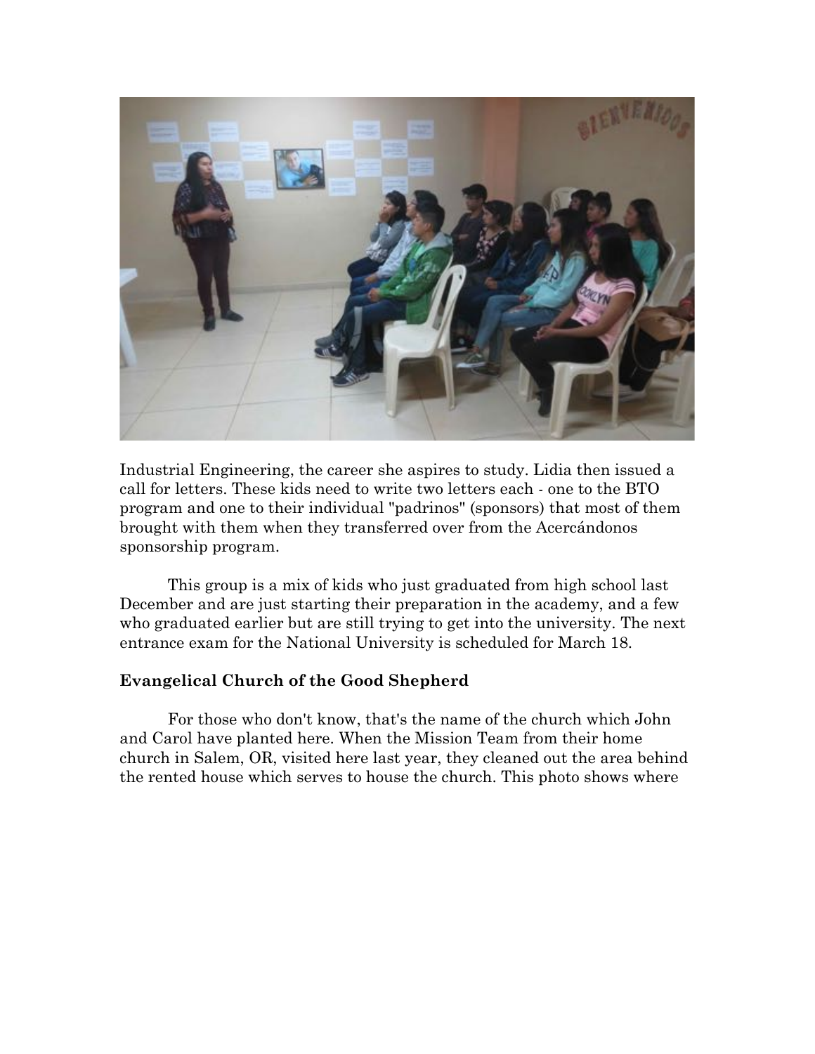Industrial Engineering, the career she aspires to study. Lidia then issued a call for letters. These kids need to write two letters each - one to the BTO program and one to their individual "padrinos" (sponsors) that most of them brought with them when they transferred over from the Acercándonos sponsorship program.

This group is a mix of kids who just graduated from high school last December and are just starting their preparation in the academy, and a few who graduated earlier but are still trying to get into the university. The next entrance exam for the National University is scheduled for March 18.

**Evangelical Church of the Good Shepherd**

For those who don't know, that's the name of the church which John and Carol have planted here. When the Mission Team from their home church in Salem, OR, visited here last year, they cleaned out the area behind the rented house which serves to house the church. This photo shows where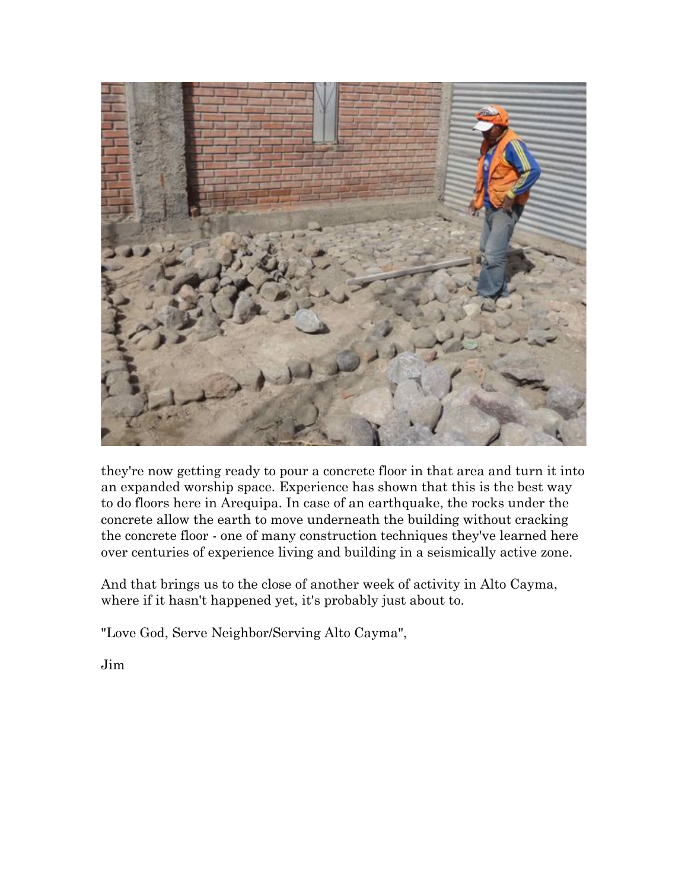they're now getting ready to pour a concrete floor in that area and turn it into an expanded worship space. Experience has shown that this is the best way to do floors here in Arequipa. In case of an earthquake, the rocks under the concrete allow the earth to move underneath the building without cracking the concrete floor - one of many construction techniques they've learned here over centuries of experience living and building in a seismically active zone.

And that brings us to the close of another week of activity in Alto Cayma, where if it hasn't happened yet, it's probably just about to.

"Love God, Serve Neighbor/Serving Alto Cayma",

Jim